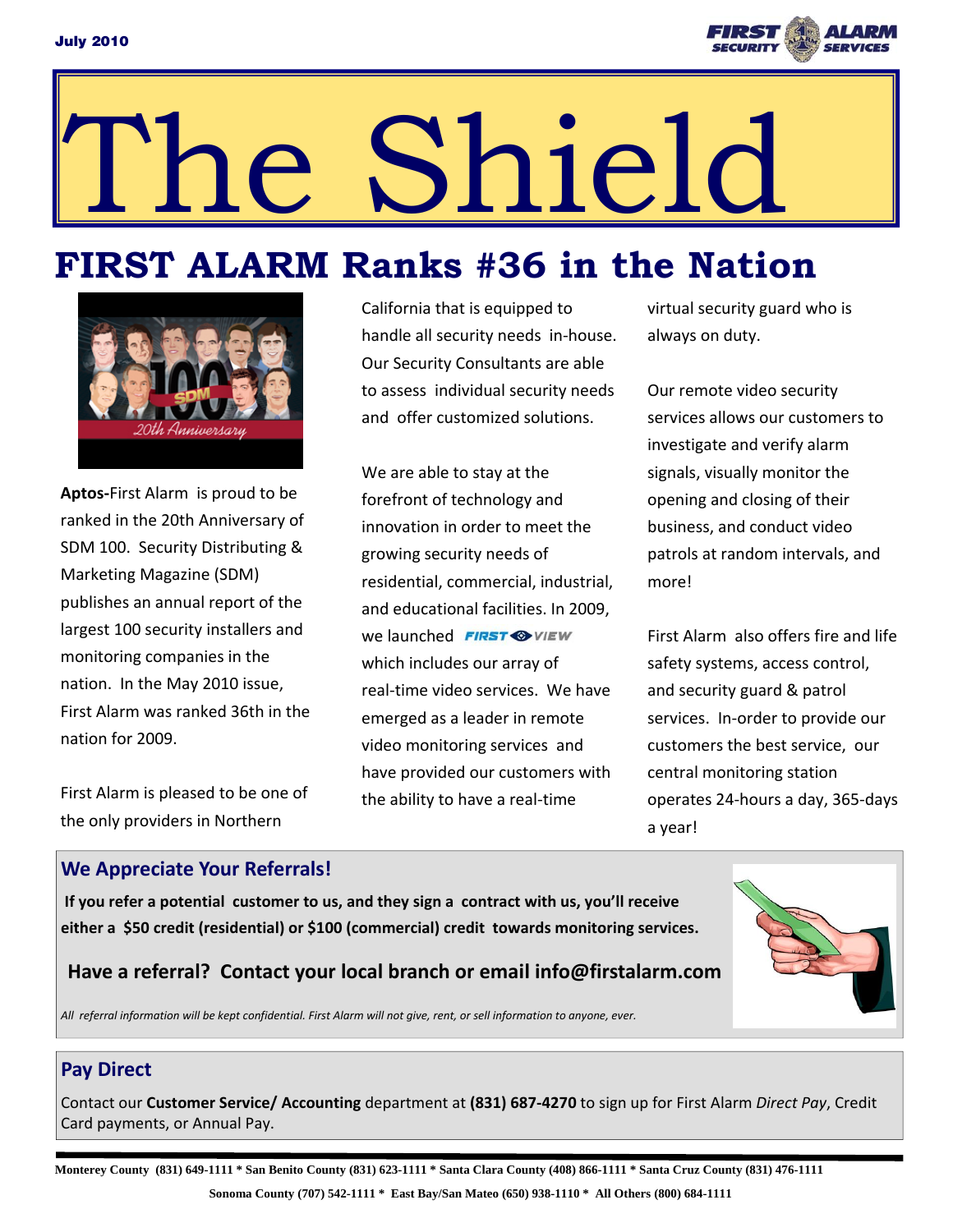July 2010

# The Shield

## FIRST ALARM Ranks #36 in the Nation

**Aptos-**First Alarm is proud to be ranked in the 20th Anniversary of SDM 100. Security Distributing & Marketing Magazine (SDM) publishes an annual report of the largest 100 security installers and monitoring companies in the nation. In the May 2010 issue, First Alarm was ranked 36th in the nation for 2009.

First Alarm is pleased to be one of the only providers in Northern California that is equipped to handle all security needs in-house. Our Security Consultants are able to assess individual security needs and offer customized solutions.

We are able to stay at the forefront of technology and innovation in order to meet the growing security needs of residential, commercial, industrial, and educational facilities. In 2009, we launched FIRST VIEW which includes our array of real-time video services. We have emerged as a leader in remote video monitoring services and have provided our customers with the ability to have a real-time virtual security guard who is always on duty.

Our remote video security services allows our customers to investigate and verify alarm signals, visually monitor the opening and closing of their business, and conduct video patrols at random intervals, and more!

First Alarm also offers fire and life safety systems, access control, and security guard & patrol services. In-order to provide our customers the best service, our central monitoring station operates 24-hours a day, 365-days a year!

### We Appreciate Your Referrals!

**If you refer a potential customer to us, and they sign a contract with us, you'll receive either a $50 credit (residential) or $100 (commercial) credit towards monitoring services.**

**Have a referral? Contact your local branch or email info@firstalarm.com**

*All referral information will be kept confidential. First Alarm will not give, rent, or sell information to anyone, ever.*

### Pay Direct

Contact our **Customer Service/ Accounting** department at **(831) 687-4270** to sign up for First Alarm *Direct Pay*, Credit Card payments, or Annual Pay.

**Monterey County (831) 649-1111 * San Benito County (831) 623-1111 * Santa Clara County (408) 866-1111 * Santa Cruz County (831) 476-1111**
**Sonoma County (707) 542-1111 * East Bay/San Mateo (650) 938-1110 * All Others (800) 684-1111**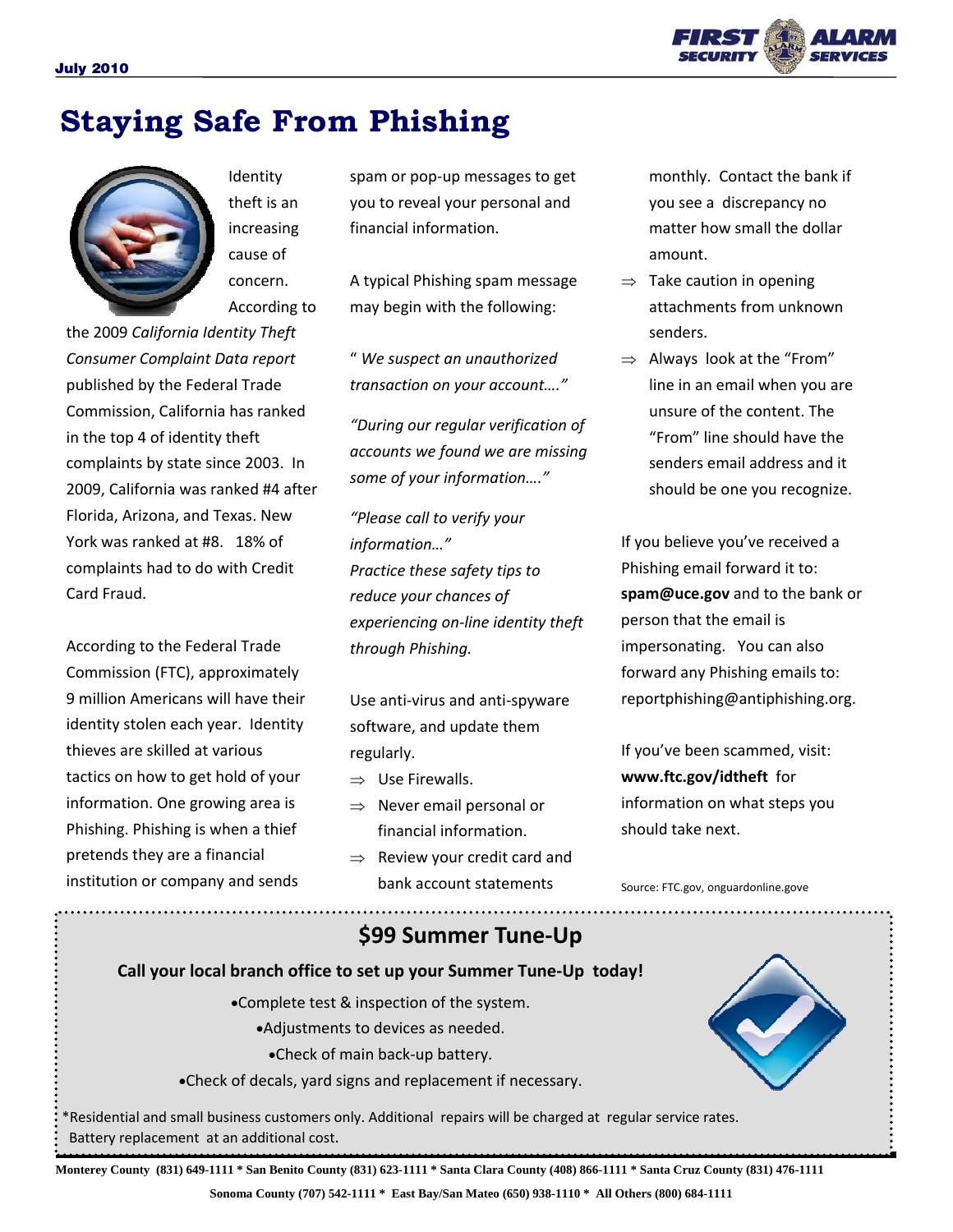July 2010

# Staying Safe From Phishing

Identity theft is an increasing cause of concern. According to the 2009 *California Identity Theft Consumer Complaint Data report* published by the Federal Trade Commission, California has ranked in the top 4 of identity theft complaints by state since 2003. In 2009, California was ranked #4 after Florida, Arizona, and Texas. New York was ranked at #8. 18% of complaints had to do with Credit Card Fraud.

According to the Federal Trade Commission (FTC), approximately 9 million Americans will have their identity stolen each year. Identity thieves are skilled at various tactics on how to get hold of your information. One growing area is Phishing. Phishing is when a thief pretends they are a financial institution or company and sends spam or pop-up messages to get you to reveal your personal and financial information.

A typical Phishing spam message may begin with the following:

" *We suspect an unauthorized transaction on your account…."*

*"During our regular verification of accounts we found we are missing some of your information…."*

*"Please call to verify your information…"*

*Practice these safety tips to reduce your chances of experiencing on-line identity theft through Phishing.*

Use anti-virus and anti-spyware software, and update them regularly.

- ⇒ Use Firewalls.
- ⇒ Never email personal or financial information.
- ⇒ Review your credit card and bank account statements monthly. Contact the bank if you see a discrepancy no matter how small the dollar amount.
- ⇒ Take caution in opening attachments from unknown senders.
- ⇒ Always look at the "From" line in an email when you are unsure of the content. The "From" line should have the senders email address and it should be one you recognize.

If you believe you've received a Phishing email forward it to: **spam@uce.gov** and to the bank or person that the email is impersonating. You can also forward any Phishing emails to: reportphishing@antiphishing.org.

If you've been scammed, visit: **www.ftc.gov/idtheft** for information on what steps you should take next.

Source: FTC.gov, onguardonline.gove

## $99 Summer Tune-Up

**Call your local branch office to set up your Summer Tune-Up today!**

- Complete test & inspection of the system.
- Adjustments to devices as needed.
- Check of main back-up battery.
- Check of decals, yard signs and replacement if necessary.

*Residential and small business customers only. Additional repairs will be charged at regular service rates. Battery replacement at an additional cost.

**Monterey County (831) 649-1111 * San Benito County (831) 623-1111 * Santa Clara County (408) 866-1111 * Santa Cruz County (831) 476-1111**

**Sonoma County (707) 542-1111 * East Bay/San Mateo (650) 938-1110 * All Others (800) 684-1111**